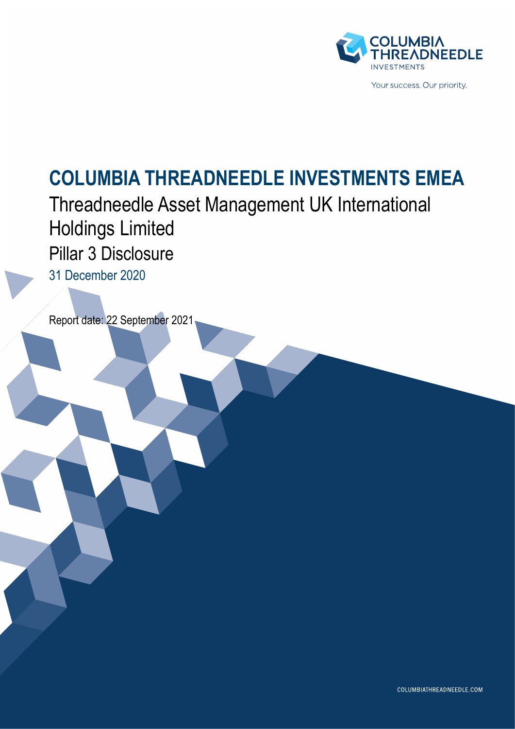# COLUMBIA THREADNEEDLE INVESTMENTS EMEA

## Threadneedle Asset Management UK International Holdings Limited

## Pillar 3 Disclosure

31 December 2020

Report date: 22 September 2021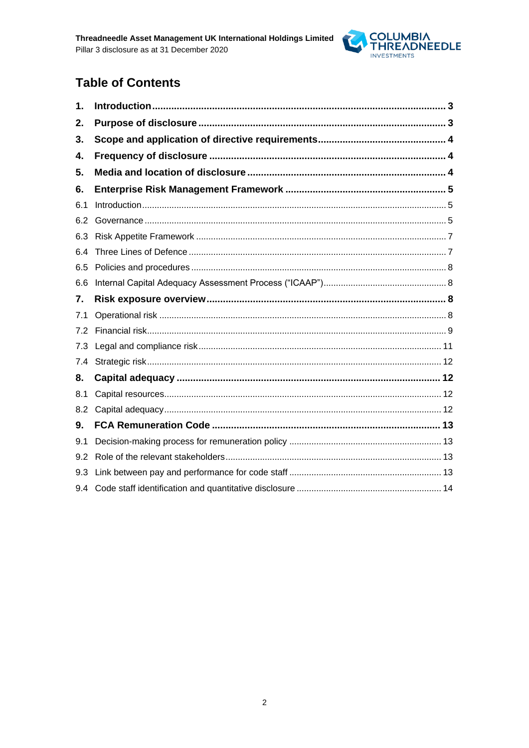## Table of Contents

| | | |
|---|---|---|
| **1.** | **Introduction** | **3** |
| **2.** | **Purpose of disclosure** | **3** |
| **3.** | **Scope and application of directive requirements** | **4** |
| **4.** | **Frequency of disclosure** | **4** |
| **5.** | **Media and location of disclosure** | **4** |
| **6.** | **Enterprise Risk Management Framework** | **5** |
| 6.1 | Introduction | 5 |
| 6.2 | Governance | 5 |
| 6.3 | Risk Appetite Framework | 7 |
| 6.4 | Three Lines of Defence | 7 |
| 6.5 | Policies and procedures | 8 |
| 6.6 | Internal Capital Adequacy Assessment Process ("ICAAP") | 8 |
| **7.** | **Risk exposure overview** | **8** |
| 7.1 | Operational risk | 8 |
| 7.2 | Financial risk | 9 |
| 7.3 | Legal and compliance risk | 11 |
| 7.4 | Strategic risk | 12 |
| **8.** | **Capital adequacy** | **12** |
| 8.1 | Capital resources | 12 |
| 8.2 | Capital adequacy | 12 |
| **9.** | **FCA Remuneration Code** | **13** |
| 9.1 | Decision-making process for remuneration policy | 13 |
| 9.2 | Role of the relevant stakeholders | 13 |
| 9.3 | Link between pay and performance for code staff | 13 |
| 9.4 | Code staff identification and quantitative disclosure | 14 |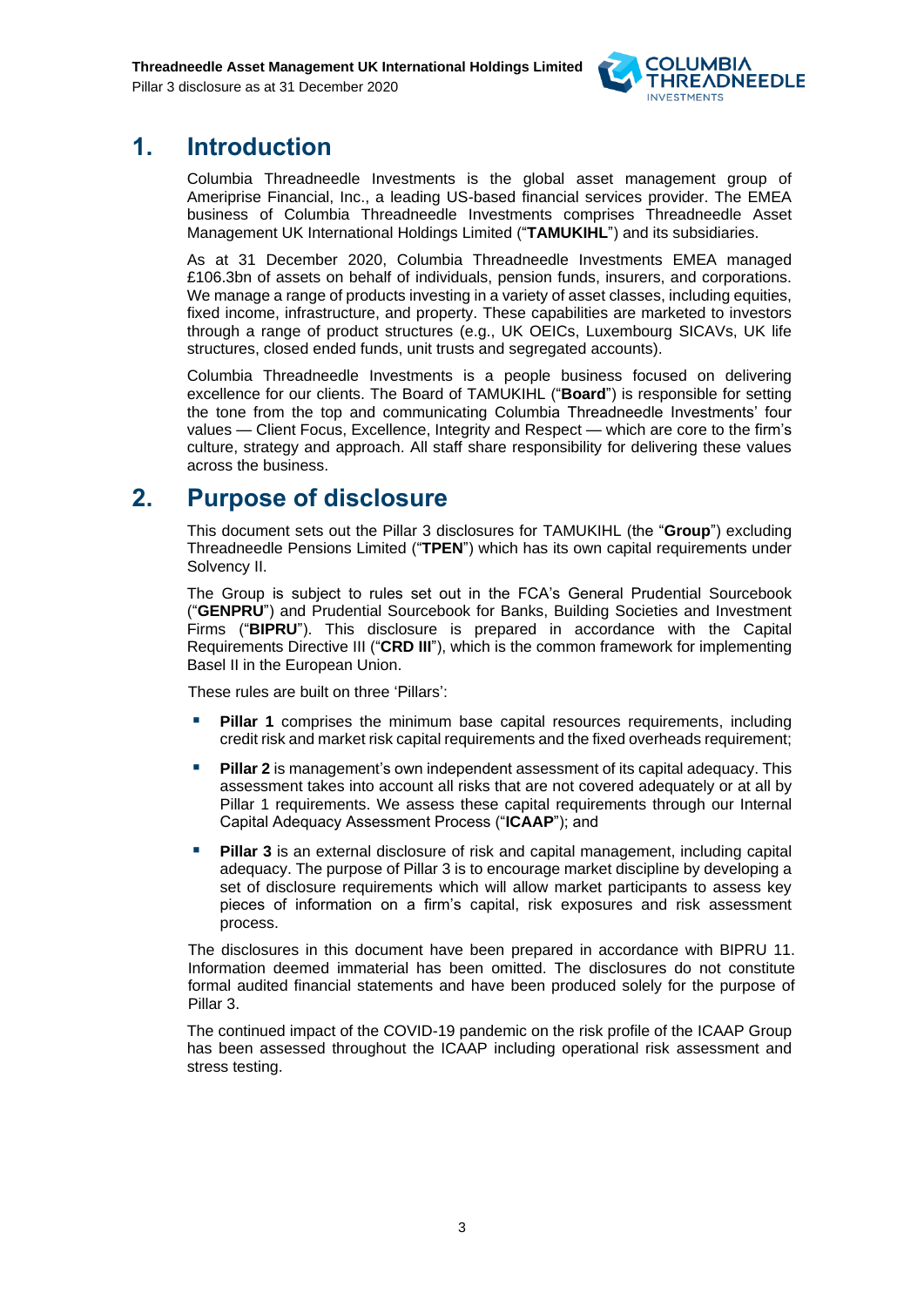# 1. Introduction

Columbia Threadneedle Investments is the global asset management group of Ameriprise Financial, Inc., a leading US-based financial services provider. The EMEA business of Columbia Threadneedle Investments comprises Threadneedle Asset Management UK International Holdings Limited ("**TAMUKIHL**") and its subsidiaries.

As at 31 December 2020, Columbia Threadneedle Investments EMEA managed £106.3bn of assets on behalf of individuals, pension funds, insurers, and corporations. We manage a range of products investing in a variety of asset classes, including equities, fixed income, infrastructure, and property. These capabilities are marketed to investors through a range of product structures (e.g., UK OEICs, Luxembourg SICAVs, UK life structures, closed ended funds, unit trusts and segregated accounts).

Columbia Threadneedle Investments is a people business focused on delivering excellence for our clients. The Board of TAMUKIHL ("**Board**") is responsible for setting the tone from the top and communicating Columbia Threadneedle Investments' four values — Client Focus, Excellence, Integrity and Respect — which are core to the firm's culture, strategy and approach. All staff share responsibility for delivering these values across the business.

# 2. Purpose of disclosure

This document sets out the Pillar 3 disclosures for TAMUKIHL (the "**Group**") excluding Threadneedle Pensions Limited ("**TPEN**") which has its own capital requirements under Solvency II.

The Group is subject to rules set out in the FCA's General Prudential Sourcebook ("**GENPRU**") and Prudential Sourcebook for Banks, Building Societies and Investment Firms ("**BIPRU**"). This disclosure is prepared in accordance with the Capital Requirements Directive III ("**CRD III**"), which is the common framework for implementing Basel II in the European Union.

These rules are built on three 'Pillars':

- **Pillar 1** comprises the minimum base capital resources requirements, including credit risk and market risk capital requirements and the fixed overheads requirement;
- **Pillar 2** is management's own independent assessment of its capital adequacy. This assessment takes into account all risks that are not covered adequately or at all by Pillar 1 requirements. We assess these capital requirements through our Internal Capital Adequacy Assessment Process ("**ICAAP**"); and
- **Pillar 3** is an external disclosure of risk and capital management, including capital adequacy. The purpose of Pillar 3 is to encourage market discipline by developing a set of disclosure requirements which will allow market participants to assess key pieces of information on a firm's capital, risk exposures and risk assessment process.

The disclosures in this document have been prepared in accordance with BIPRU 11. Information deemed immaterial has been omitted. The disclosures do not constitute formal audited financial statements and have been produced solely for the purpose of Pillar 3.

The continued impact of the COVID-19 pandemic on the risk profile of the ICAAP Group has been assessed throughout the ICAAP including operational risk assessment and stress testing.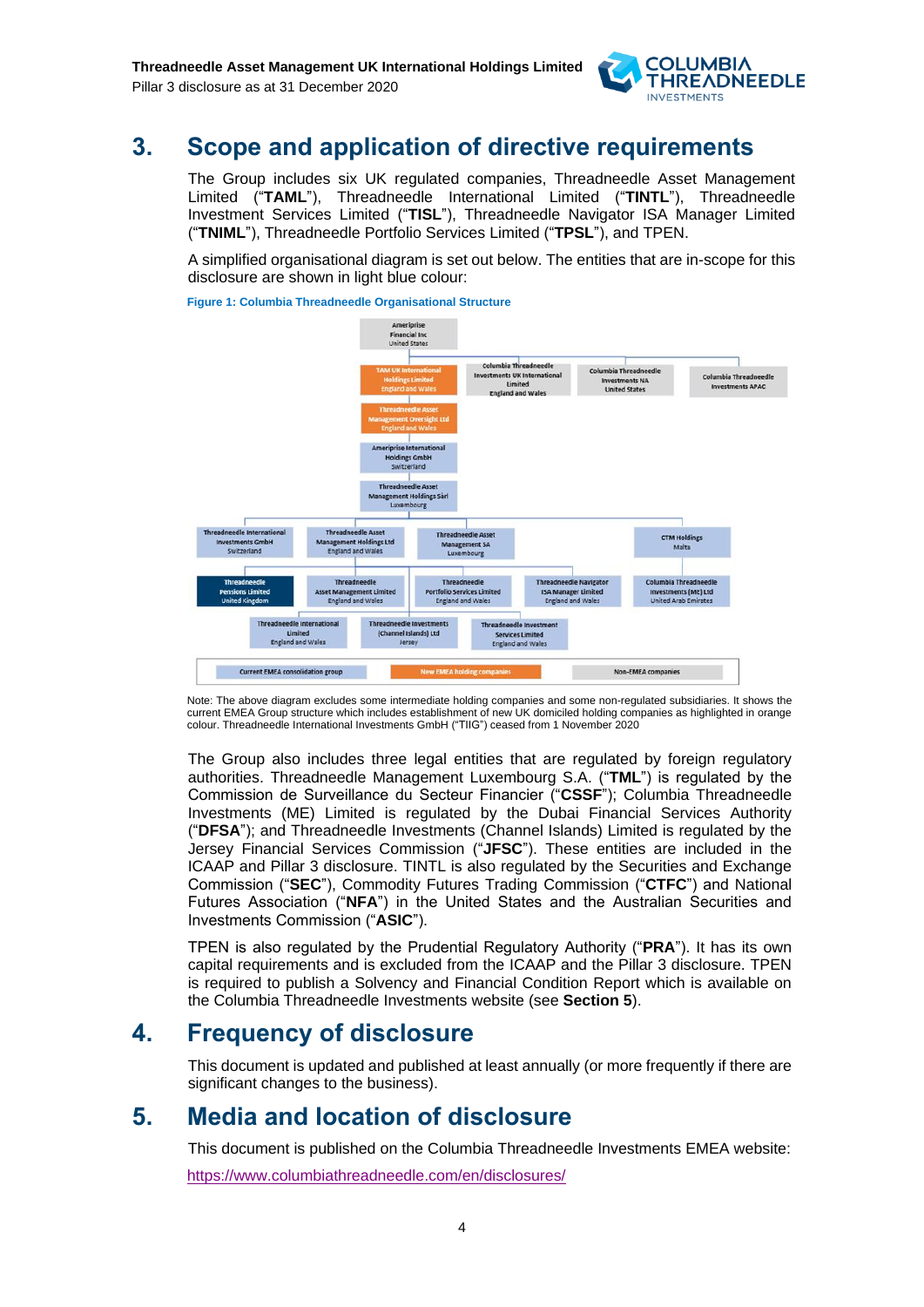# 3. Scope and application of directive requirements

The Group includes six UK regulated companies, Threadneedle Asset Management Limited ("**TAML**"), Threadneedle International Limited ("**TINTL**"), Threadneedle Investment Services Limited ("**TISL**"), Threadneedle Navigator ISA Manager Limited ("**TNIML**"), Threadneedle Portfolio Services Limited ("**TPSL**"), and TPEN.

A simplified organisational diagram is set out below. The entities that are in-scope for this disclosure are shown in light blue colour:

**Figure 1: Columbia Threadneedle Organisational Structure**

Note: The above diagram excludes some intermediate holding companies and some non-regulated subsidiaries. It shows the current EMEA Group structure which includes establishment of new UK domiciled holding companies as highlighted in orange colour. Threadneedle International Investments GmbH ("TIIG") ceased from 1 November 2020

The Group also includes three legal entities that are regulated by foreign regulatory authorities. Threadneedle Management Luxembourg S.A. ("**TML**") is regulated by the Commission de Surveillance du Secteur Financier ("**CSSF**"); Columbia Threadneedle Investments (ME) Limited is regulated by the Dubai Financial Services Authority ("**DFSA**"); and Threadneedle Investments (Channel Islands) Limited is regulated by the Jersey Financial Services Commission ("**JFSC**"). These entities are included in the ICAAP and Pillar 3 disclosure. TINTL is also regulated by the Securities and Exchange Commission ("**SEC**"), Commodity Futures Trading Commission ("**CTFC**") and National Futures Association ("**NFA**") in the United States and the Australian Securities and Investments Commission ("**ASIC**").

TPEN is also regulated by the Prudential Regulatory Authority ("**PRA**"). It has its own capital requirements and is excluded from the ICAAP and the Pillar 3 disclosure. TPEN is required to publish a Solvency and Financial Condition Report which is available on the Columbia Threadneedle Investments website (see **Section 5**).

# 4. Frequency of disclosure

This document is updated and published at least annually (or more frequently if there are significant changes to the business).

# 5. Media and location of disclosure

This document is published on the Columbia Threadneedle Investments EMEA website:

https://www.columbiathreadneedle.com/en/disclosures/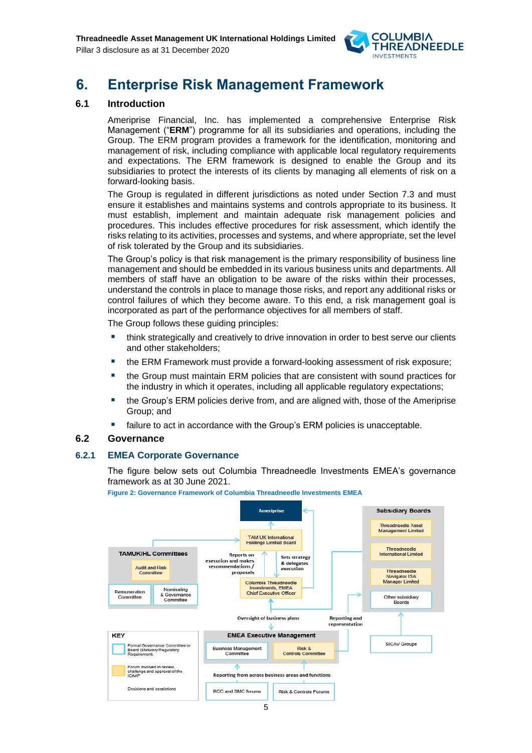# 6. Enterprise Risk Management Framework

## 6.1 Introduction

Ameriprise Financial, Inc. has implemented a comprehensive Enterprise Risk Management ("**ERM**") programme for all its subsidiaries and operations, including the Group. The ERM program provides a framework for the identification, monitoring and management of risk, including compliance with applicable local regulatory requirements and expectations. The ERM framework is designed to enable the Group and its subsidiaries to protect the interests of its clients by managing all elements of risk on a forward-looking basis.

The Group is regulated in different jurisdictions as noted under Section 7.3 and must ensure it establishes and maintains systems and controls appropriate to its business. It must establish, implement and maintain adequate risk management policies and procedures. This includes effective procedures for risk assessment, which identify the risks relating to its activities, processes and systems, and where appropriate, set the level of risk tolerated by the Group and its subsidiaries.

The Group's policy is that risk management is the primary responsibility of business line management and should be embedded in its various business units and departments. All members of staff have an obligation to be aware of the risks within their processes, understand the controls in place to manage those risks, and report any additional risks or control failures of which they become aware. To this end, a risk management goal is incorporated as part of the performance objectives for all members of staff.

The Group follows these guiding principles:

- think strategically and creatively to drive innovation in order to best serve our clients and other stakeholders;
- the ERM Framework must provide a forward-looking assessment of risk exposure;
- the Group must maintain ERM policies that are consistent with sound practices for the industry in which it operates, including all applicable regulatory expectations;
- the Group's ERM policies derive from, and are aligned with, those of the Ameriprise Group; and
- failure to act in accordance with the Group's ERM policies is unacceptable.

## 6.2 Governance

### 6.2.1 EMEA Corporate Governance

The figure below sets out Columbia Threadneedle Investments EMEA's governance framework as at 30 June 2021.

Figure 2: Governance Framework of Columbia Threadneedle Investments EMEA

Ameriprise

TAM UK International Holdings Limited Board

TAMUKIHL Committees: Audit and Risk Committee; Remuneration Committee; Nominating & Governance Committee

Reports on execution and makes recommendations / proposals

Sets strategy & delegates execution

Columbia Threadneedle Investments, EMEA Chief Executive Officer

Subsidiary Boards: Threadneedle Asset Management Limited; Threadneedle International Limited; Threadneedle Navigator ISA Manager Limited; Other subsidiary Boards

SICAV Groups

Oversight of business plans

Reporting and representation

EMEA Executive Management: Business Management Committee; Risk & Controls Committee

Reporting from across business areas and functions

RCC and BMC forums; Risk & Controls Forums

KEY: Formal Governance Committee or Board (Statutory/Regulatory Requirement). Forum involved in review, challenge and approval of the ICAAP. Decisions and escalations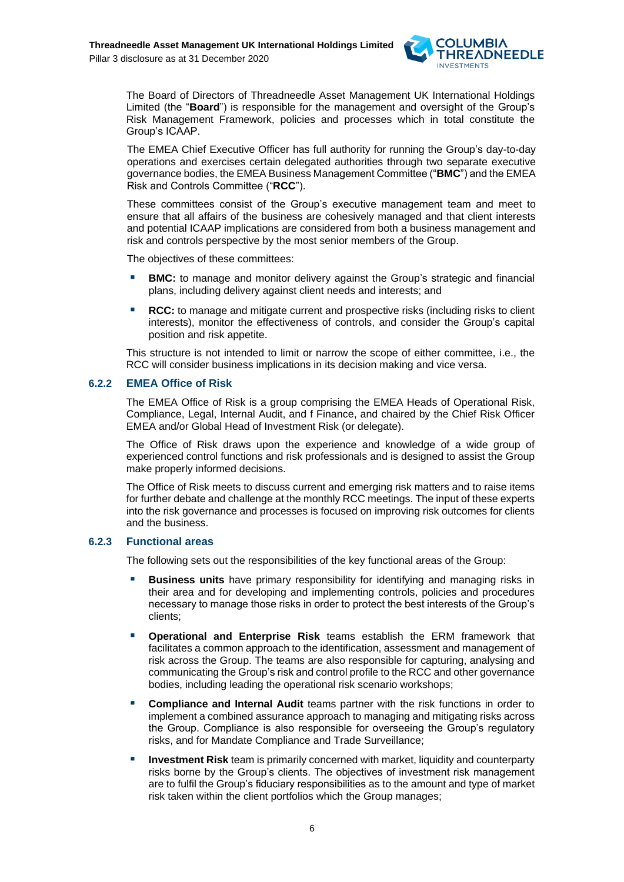The Board of Directors of Threadneedle Asset Management UK International Holdings Limited (the "**Board**") is responsible for the management and oversight of the Group's Risk Management Framework, policies and processes which in total constitute the Group's ICAAP.

The EMEA Chief Executive Officer has full authority for running the Group's day-to-day operations and exercises certain delegated authorities through two separate executive governance bodies, the EMEA Business Management Committee ("**BMC**") and the EMEA Risk and Controls Committee ("**RCC**").

These committees consist of the Group's executive management team and meet to ensure that all affairs of the business are cohesively managed and that client interests and potential ICAAP implications are considered from both a business management and risk and controls perspective by the most senior members of the Group.

The objectives of these committees:

- **BMC:** to manage and monitor delivery against the Group's strategic and financial plans, including delivery against client needs and interests; and
- **RCC:** to manage and mitigate current and prospective risks (including risks to client interests), monitor the effectiveness of controls, and consider the Group's capital position and risk appetite.

This structure is not intended to limit or narrow the scope of either committee, i.e., the RCC will consider business implications in its decision making and vice versa.

### 6.2.2 EMEA Office of Risk

The EMEA Office of Risk is a group comprising the EMEA Heads of Operational Risk, Compliance, Legal, Internal Audit, and f Finance, and chaired by the Chief Risk Officer EMEA and/or Global Head of Investment Risk (or delegate).

The Office of Risk draws upon the experience and knowledge of a wide group of experienced control functions and risk professionals and is designed to assist the Group make properly informed decisions.

The Office of Risk meets to discuss current and emerging risk matters and to raise items for further debate and challenge at the monthly RCC meetings. The input of these experts into the risk governance and processes is focused on improving risk outcomes for clients and the business.

### 6.2.3 Functional areas

The following sets out the responsibilities of the key functional areas of the Group:

- **Business units** have primary responsibility for identifying and managing risks in their area and for developing and implementing controls, policies and procedures necessary to manage those risks in order to protect the best interests of the Group's clients;
- **Operational and Enterprise Risk** teams establish the ERM framework that facilitates a common approach to the identification, assessment and management of risk across the Group. The teams are also responsible for capturing, analysing and communicating the Group's risk and control profile to the RCC and other governance bodies, including leading the operational risk scenario workshops;
- **Compliance and Internal Audit** teams partner with the risk functions in order to implement a combined assurance approach to managing and mitigating risks across the Group. Compliance is also responsible for overseeing the Group's regulatory risks, and for Mandate Compliance and Trade Surveillance;
- **Investment Risk** team is primarily concerned with market, liquidity and counterparty risks borne by the Group's clients. The objectives of investment risk management are to fulfil the Group's fiduciary responsibilities as to the amount and type of market risk taken within the client portfolios which the Group manages;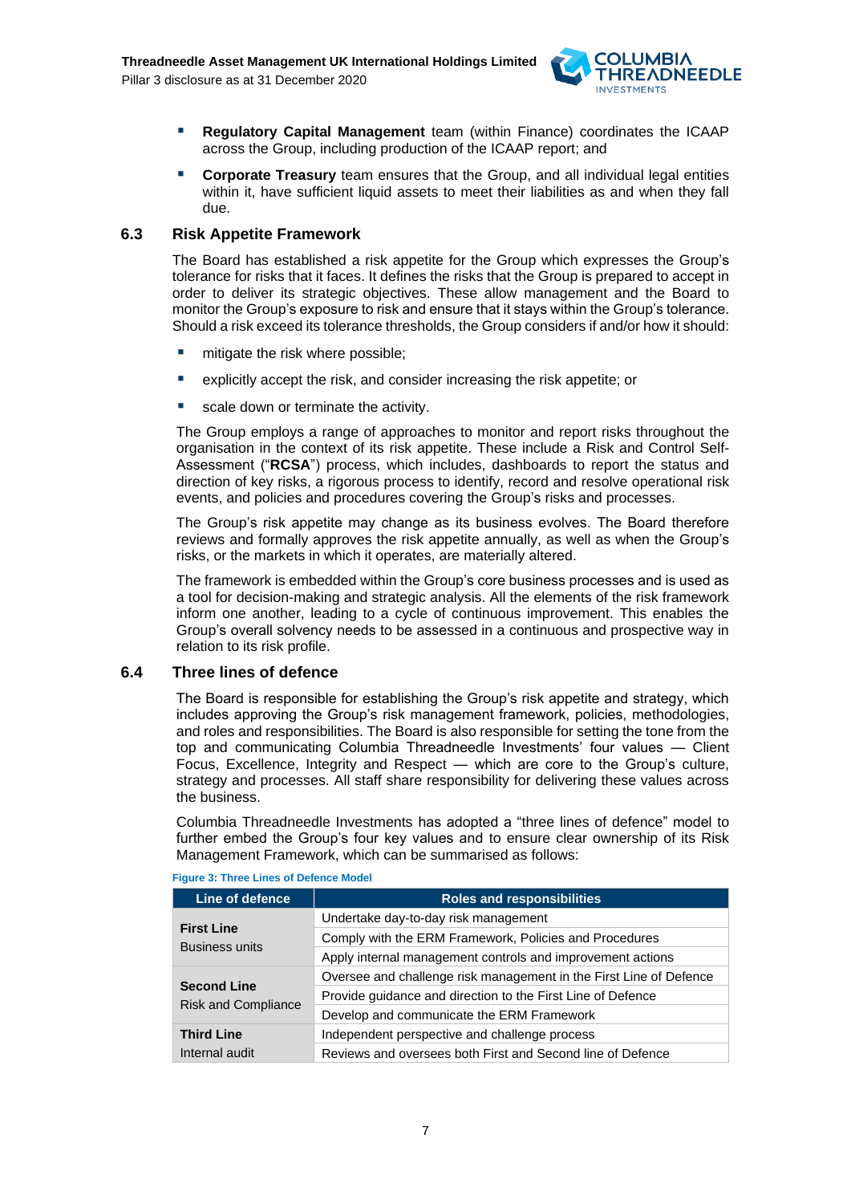- **Regulatory Capital Management** team (within Finance) coordinates the ICAAP across the Group, including production of the ICAAP report; and
- **Corporate Treasury** team ensures that the Group, and all individual legal entities within it, have sufficient liquid assets to meet their liabilities as and when they fall due.

## 6.3 Risk Appetite Framework

The Board has established a risk appetite for the Group which expresses the Group's tolerance for risks that it faces. It defines the risks that the Group is prepared to accept in order to deliver its strategic objectives. These allow management and the Board to monitor the Group's exposure to risk and ensure that it stays within the Group's tolerance. Should a risk exceed its tolerance thresholds, the Group considers if and/or how it should:

- mitigate the risk where possible;
- explicitly accept the risk, and consider increasing the risk appetite; or
- scale down or terminate the activity.

The Group employs a range of approaches to monitor and report risks throughout the organisation in the context of its risk appetite. These include a Risk and Control Self-Assessment ("**RCSA**") process, which includes, dashboards to report the status and direction of key risks, a rigorous process to identify, record and resolve operational risk events, and policies and procedures covering the Group's risks and processes.

The Group's risk appetite may change as its business evolves. The Board therefore reviews and formally approves the risk appetite annually, as well as when the Group's risks, or the markets in which it operates, are materially altered.

The framework is embedded within the Group's core business processes and is used as a tool for decision-making and strategic analysis. All the elements of the risk framework inform one another, leading to a cycle of continuous improvement. This enables the Group's overall solvency needs to be assessed in a continuous and prospective way in relation to its risk profile.

## 6.4 Three lines of defence

The Board is responsible for establishing the Group's risk appetite and strategy, which includes approving the Group's risk management framework, policies, methodologies, and roles and responsibilities. The Board is also responsible for setting the tone from the top and communicating Columbia Threadneedle Investments' four values — Client Focus, Excellence, Integrity and Respect — which are core to the Group's culture, strategy and processes. All staff share responsibility for delivering these values across the business.

Columbia Threadneedle Investments has adopted a "three lines of defence" model to further embed the Group's four key values and to ensure clear ownership of its Risk Management Framework, which can be summarised as follows:

**Figure 3: Three Lines of Defence Model**

| Line of defence | Roles and responsibilities |
|---|---|
| **First Line** Business units | Undertake day-to-day risk management |
| | Comply with the ERM Framework, Policies and Procedures |
| | Apply internal management controls and improvement actions |
| **Second Line** Risk and Compliance | Oversee and challenge risk management in the First Line of Defence |
| | Provide guidance and direction to the First Line of Defence |
| | Develop and communicate the ERM Framework |
| **Third Line** Internal audit | Independent perspective and challenge process |
| | Reviews and oversees both First and Second line of Defence |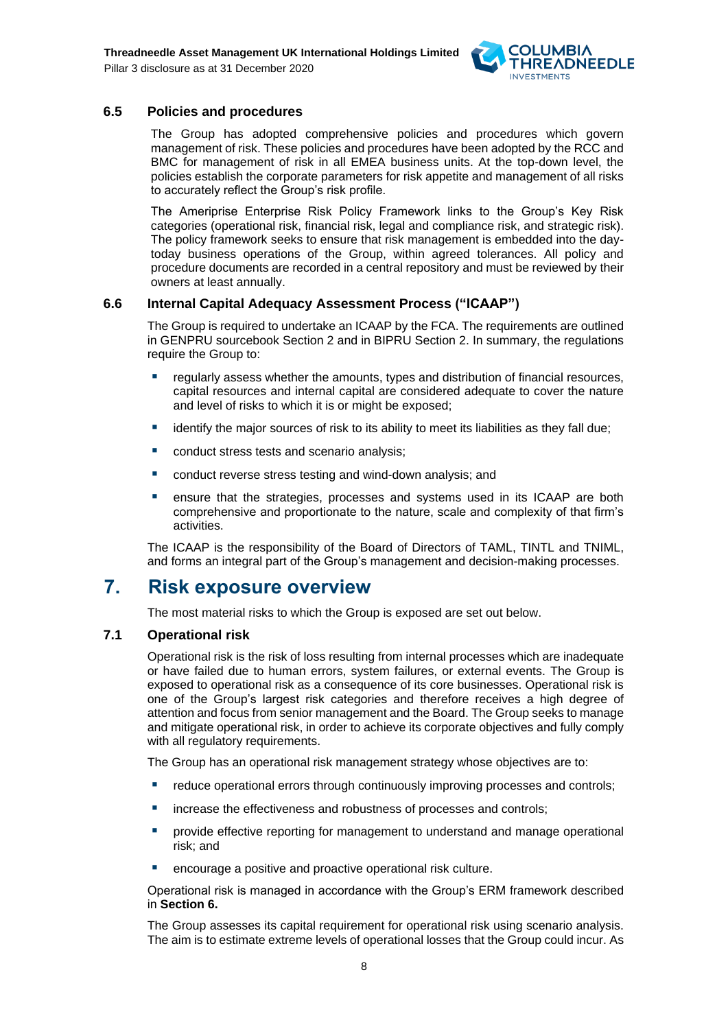### 6.5 Policies and procedures

The Group has adopted comprehensive policies and procedures which govern management of risk. These policies and procedures have been adopted by the RCC and BMC for management of risk in all EMEA business units. At the top-down level, the policies establish the corporate parameters for risk appetite and management of all risks to accurately reflect the Group's risk profile.

The Ameriprise Enterprise Risk Policy Framework links to the Group's Key Risk categories (operational risk, financial risk, legal and compliance risk, and strategic risk). The policy framework seeks to ensure that risk management is embedded into the day-today business operations of the Group, within agreed tolerances. All policy and procedure documents are recorded in a central repository and must be reviewed by their owners at least annually.

### 6.6 Internal Capital Adequacy Assessment Process ("ICAAP")

The Group is required to undertake an ICAAP by the FCA. The requirements are outlined in GENPRU sourcebook Section 2 and in BIPRU Section 2. In summary, the regulations require the Group to:

- regularly assess whether the amounts, types and distribution of financial resources, capital resources and internal capital are considered adequate to cover the nature and level of risks to which it is or might be exposed;
- identify the major sources of risk to its ability to meet its liabilities as they fall due;
- conduct stress tests and scenario analysis;
- conduct reverse stress testing and wind-down analysis; and
- ensure that the strategies, processes and systems used in its ICAAP are both comprehensive and proportionate to the nature, scale and complexity of that firm's activities.

The ICAAP is the responsibility of the Board of Directors of TAML, TINTL and TNIML, and forms an integral part of the Group's management and decision-making processes.

## 7. Risk exposure overview

The most material risks to which the Group is exposed are set out below.

### 7.1 Operational risk

Operational risk is the risk of loss resulting from internal processes which are inadequate or have failed due to human errors, system failures, or external events. The Group is exposed to operational risk as a consequence of its core businesses. Operational risk is one of the Group's largest risk categories and therefore receives a high degree of attention and focus from senior management and the Board. The Group seeks to manage and mitigate operational risk, in order to achieve its corporate objectives and fully comply with all regulatory requirements.

The Group has an operational risk management strategy whose objectives are to:

- reduce operational errors through continuously improving processes and controls;
- increase the effectiveness and robustness of processes and controls;
- provide effective reporting for management to understand and manage operational risk; and
- encourage a positive and proactive operational risk culture.

Operational risk is managed in accordance with the Group's ERM framework described in **Section 6.**

The Group assesses its capital requirement for operational risk using scenario analysis. The aim is to estimate extreme levels of operational losses that the Group could incur. As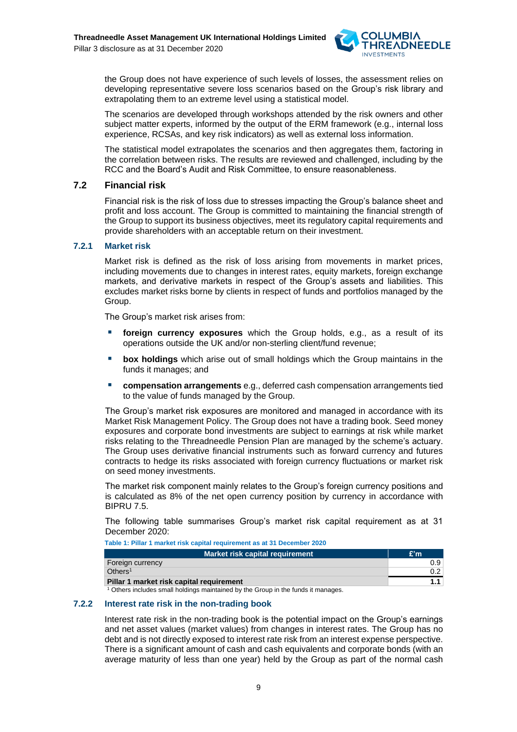the Group does not have experience of such levels of losses, the assessment relies on developing representative severe loss scenarios based on the Group's risk library and extrapolating them to an extreme level using a statistical model.

The scenarios are developed through workshops attended by the risk owners and other subject matter experts, informed by the output of the ERM framework (e.g., internal loss experience, RCSAs, and key risk indicators) as well as external loss information.

The statistical model extrapolates the scenarios and then aggregates them, factoring in the correlation between risks. The results are reviewed and challenged, including by the RCC and the Board's Audit and Risk Committee, to ensure reasonableness.

## 7.2 Financial risk

Financial risk is the risk of loss due to stresses impacting the Group's balance sheet and profit and loss account. The Group is committed to maintaining the financial strength of the Group to support its business objectives, meet its regulatory capital requirements and provide shareholders with an acceptable return on their investment.

### 7.2.1 Market risk

Market risk is defined as the risk of loss arising from movements in market prices, including movements due to changes in interest rates, equity markets, foreign exchange markets, and derivative markets in respect of the Group's assets and liabilities. This excludes market risks borne by clients in respect of funds and portfolios managed by the Group.

The Group's market risk arises from:

- **foreign currency exposures** which the Group holds, e.g., as a result of its operations outside the UK and/or non-sterling client/fund revenue;
- **box holdings** which arise out of small holdings which the Group maintains in the funds it manages; and
- **compensation arrangements** e.g., deferred cash compensation arrangements tied to the value of funds managed by the Group.

The Group's market risk exposures are monitored and managed in accordance with its Market Risk Management Policy. The Group does not have a trading book. Seed money exposures and corporate bond investments are subject to earnings at risk while market risks relating to the Threadneedle Pension Plan are managed by the scheme's actuary. The Group uses derivative financial instruments such as forward currency and futures contracts to hedge its risks associated with foreign currency fluctuations or market risk on seed money investments.

The market risk component mainly relates to the Group's foreign currency positions and is calculated as 8% of the net open currency position by currency in accordance with BIPRU 7.5.

The following table summarises Group's market risk capital requirement as at 31 December 2020:

Table 1: Pillar 1 market risk capital requirement as at 31 December 2020

| Market risk capital requirement | £'m |
|---|---|
| Foreign currency | 0.9 |
| Others[1] | 0.2 |
| **Pillar 1 market risk capital requirement** | **1.1** |

[1] Others includes small holdings maintained by the Group in the funds it manages.

### 7.2.2 Interest rate risk in the non-trading book

Interest rate risk in the non-trading book is the potential impact on the Group's earnings and net asset values (market values) from changes in interest rates. The Group has no debt and is not directly exposed to interest rate risk from an interest expense perspective. There is a significant amount of cash and cash equivalents and corporate bonds (with an average maturity of less than one year) held by the Group as part of the normal cash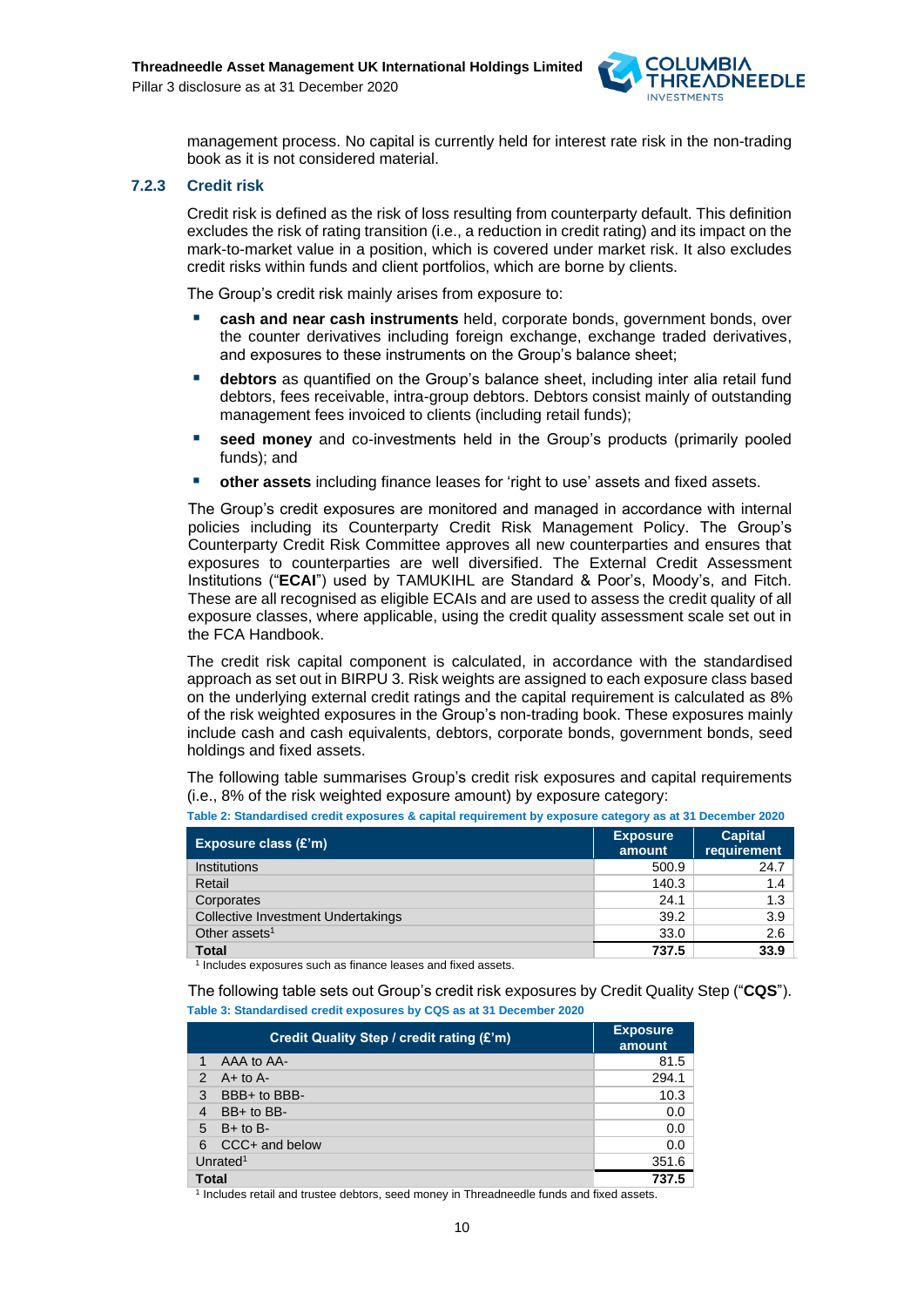management process. No capital is currently held for interest rate risk in the non-trading book as it is not considered material.

### 7.2.3 Credit risk

Credit risk is defined as the risk of loss resulting from counterparty default. This definition excludes the risk of rating transition (i.e., a reduction in credit rating) and its impact on the mark-to-market value in a position, which is covered under market risk. It also excludes credit risks within funds and client portfolios, which are borne by clients.

The Group's credit risk mainly arises from exposure to:

- **cash and near cash instruments** held, corporate bonds, government bonds, over the counter derivatives including foreign exchange, exchange traded derivatives, and exposures to these instruments on the Group's balance sheet;
- **debtors** as quantified on the Group's balance sheet, including inter alia retail fund debtors, fees receivable, intra-group debtors. Debtors consist mainly of outstanding management fees invoiced to clients (including retail funds);
- **seed money** and co-investments held in the Group's products (primarily pooled funds); and
- **other assets** including finance leases for 'right to use' assets and fixed assets.

The Group's credit exposures are monitored and managed in accordance with internal policies including its Counterparty Credit Risk Management Policy. The Group's Counterparty Credit Risk Committee approves all new counterparties and ensures that exposures to counterparties are well diversified. The External Credit Assessment Institutions ("**ECAI**") used by TAMUKIHL are Standard & Poor's, Moody's, and Fitch. These are all recognised as eligible ECAIs and are used to assess the credit quality of all exposure classes, where applicable, using the credit quality assessment scale set out in the FCA Handbook.

The credit risk capital component is calculated, in accordance with the standardised approach as set out in BIRPU 3. Risk weights are assigned to each exposure class based on the underlying external credit ratings and the capital requirement is calculated as 8% of the risk weighted exposures in the Group's non-trading book. These exposures mainly include cash and cash equivalents, debtors, corporate bonds, government bonds, seed holdings and fixed assets.

The following table summarises Group's credit risk exposures and capital requirements (i.e., 8% of the risk weighted exposure amount) by exposure category:

**Table 2: Standardised credit exposures & capital requirement by exposure category as at 31 December 2020**

| Exposure class (£'m) | Exposure amount | Capital requirement |
|---|---|---|
| Institutions | 500.9 | 24.7 |
| Retail | 140.3 | 1.4 |
| Corporates | 24.1 | 1.3 |
| Collective Investment Undertakings | 39.2 | 3.9 |
| Other assets[1] | 33.0 | 2.6 |
| **Total** | **737.5** | **33.9** |

[1] Includes exposures such as finance leases and fixed assets.

The following table sets out Group's credit risk exposures by Credit Quality Step ("**CQS**").

**Table 3: Standardised credit exposures by CQS as at 31 December 2020**

| Credit Quality Step / credit rating (£'m) | Exposure amount |
|---|---|
| 1 AAA to AA- | 81.5 |
| 2 A+ to A- | 294.1 |
| 3 BBB+ to BBB- | 10.3 |
| 4 BB+ to BB- | 0.0 |
| 5 B+ to B- | 0.0 |
| 6 CCC+ and below | 0.0 |
| Unrated[1] | 351.6 |
| **Total** | **737.5** |

[1] Includes retail and trustee debtors, seed money in Threadneedle funds and fixed assets.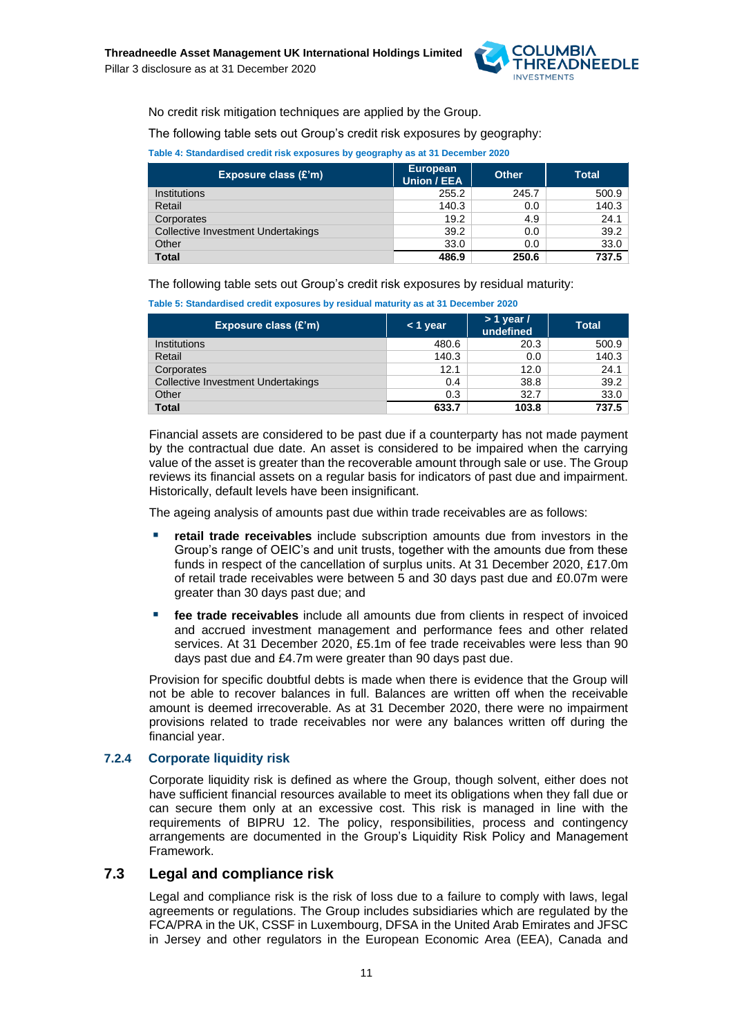No credit risk mitigation techniques are applied by the Group.

The following table sets out Group's credit risk exposures by geography:

**Table 4: Standardised credit risk exposures by geography as at 31 December 2020**

| Exposure class (£'m) | European Union / EEA | Other | Total |
|---|---|---|---|
| Institutions | 255.2 | 245.7 | 500.9 |
| Retail | 140.3 | 0.0 | 140.3 |
| Corporates | 19.2 | 4.9 | 24.1 |
| Collective Investment Undertakings | 39.2 | 0.0 | 39.2 |
| Other | 33.0 | 0.0 | 33.0 |
| **Total** | **486.9** | **250.6** | **737.5** |

The following table sets out Group's credit risk exposures by residual maturity:

**Table 5: Standardised credit exposures by residual maturity as at 31 December 2020**

| Exposure class (£'m) | < 1 year | > 1 year / undefined | Total |
|---|---|---|---|
| Institutions | 480.6 | 20.3 | 500.9 |
| Retail | 140.3 | 0.0 | 140.3 |
| Corporates | 12.1 | 12.0 | 24.1 |
| Collective Investment Undertakings | 0.4 | 38.8 | 39.2 |
| Other | 0.3 | 32.7 | 33.0 |
| **Total** | **633.7** | **103.8** | **737.5** |

Financial assets are considered to be past due if a counterparty has not made payment by the contractual due date. An asset is considered to be impaired when the carrying value of the asset is greater than the recoverable amount through sale or use. The Group reviews its financial assets on a regular basis for indicators of past due and impairment. Historically, default levels have been insignificant.

The ageing analysis of amounts past due within trade receivables are as follows:

- **retail trade receivables** include subscription amounts due from investors in the Group's range of OEIC's and unit trusts, together with the amounts due from these funds in respect of the cancellation of surplus units. At 31 December 2020, £17.0m of retail trade receivables were between 5 and 30 days past due and £0.07m were greater than 30 days past due; and
- **fee trade receivables** include all amounts due from clients in respect of invoiced and accrued investment management and performance fees and other related services. At 31 December 2020, £5.1m of fee trade receivables were less than 90 days past due and £4.7m were greater than 90 days past due.

Provision for specific doubtful debts is made when there is evidence that the Group will not be able to recover balances in full. Balances are written off when the receivable amount is deemed irrecoverable. As at 31 December 2020, there were no impairment provisions related to trade receivables nor were any balances written off during the financial year.

### 7.2.4 Corporate liquidity risk

Corporate liquidity risk is defined as where the Group, though solvent, either does not have sufficient financial resources available to meet its obligations when they fall due or can secure them only at an excessive cost. This risk is managed in line with the requirements of BIPRU 12. The policy, responsibilities, process and contingency arrangements are documented in the Group's Liquidity Risk Policy and Management Framework.

## 7.3 Legal and compliance risk

Legal and compliance risk is the risk of loss due to a failure to comply with laws, legal agreements or regulations. The Group includes subsidiaries which are regulated by the FCA/PRA in the UK, CSSF in Luxembourg, DFSA in the United Arab Emirates and JFSC in Jersey and other regulators in the European Economic Area (EEA), Canada and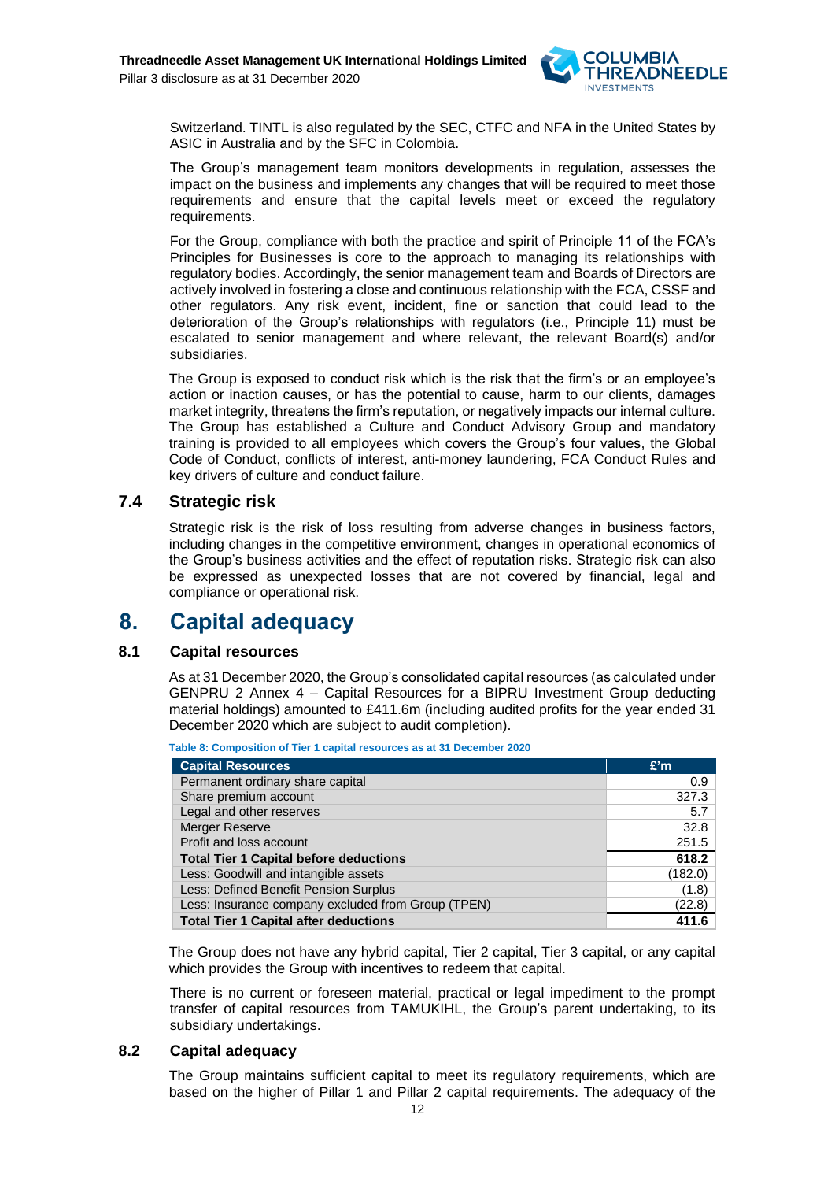Switzerland. TINTL is also regulated by the SEC, CTFC and NFA in the United States by ASIC in Australia and by the SFC in Colombia.

The Group's management team monitors developments in regulation, assesses the impact on the business and implements any changes that will be required to meet those requirements and ensure that the capital levels meet or exceed the regulatory requirements.

For the Group, compliance with both the practice and spirit of Principle 11 of the FCA's Principles for Businesses is core to the approach to managing its relationships with regulatory bodies. Accordingly, the senior management team and Boards of Directors are actively involved in fostering a close and continuous relationship with the FCA, CSSF and other regulators. Any risk event, incident, fine or sanction that could lead to the deterioration of the Group's relationships with regulators (i.e., Principle 11) must be escalated to senior management and where relevant, the relevant Board(s) and/or subsidiaries.

The Group is exposed to conduct risk which is the risk that the firm's or an employee's action or inaction causes, or has the potential to cause, harm to our clients, damages market integrity, threatens the firm's reputation, or negatively impacts our internal culture. The Group has established a Culture and Conduct Advisory Group and mandatory training is provided to all employees which covers the Group's four values, the Global Code of Conduct, conflicts of interest, anti-money laundering, FCA Conduct Rules and key drivers of culture and conduct failure.

### 7.4 Strategic risk

Strategic risk is the risk of loss resulting from adverse changes in business factors, including changes in the competitive environment, changes in operational economics of the Group's business activities and the effect of reputation risks. Strategic risk can also be expressed as unexpected losses that are not covered by financial, legal and compliance or operational risk.

## 8. Capital adequacy

### 8.1 Capital resources

As at 31 December 2020, the Group's consolidated capital resources (as calculated under GENPRU 2 Annex 4 – Capital Resources for a BIPRU Investment Group deducting material holdings) amounted to £411.6m (including audited profits for the year ended 31 December 2020 which are subject to audit completion).

**Table 8: Composition of Tier 1 capital resources as at 31 December 2020**

| Capital Resources | £'m |
|---|---|
| Permanent ordinary share capital | 0.9 |
| Share premium account | 327.3 |
| Legal and other reserves | 5.7 |
| Merger Reserve | 32.8 |
| Profit and loss account | 251.5 |
| **Total Tier 1 Capital before deductions** | **618.2** |
| Less: Goodwill and intangible assets | (182.0) |
| Less: Defined Benefit Pension Surplus | (1.8) |
| Less: Insurance company excluded from Group (TPEN) | (22.8) |
| **Total Tier 1 Capital after deductions** | **411.6** |

The Group does not have any hybrid capital, Tier 2 capital, Tier 3 capital, or any capital which provides the Group with incentives to redeem that capital.

There is no current or foreseen material, practical or legal impediment to the prompt transfer of capital resources from TAMUKIHL, the Group's parent undertaking, to its subsidiary undertakings.

### 8.2 Capital adequacy

The Group maintains sufficient capital to meet its regulatory requirements, which are based on the higher of Pillar 1 and Pillar 2 capital requirements. The adequacy of the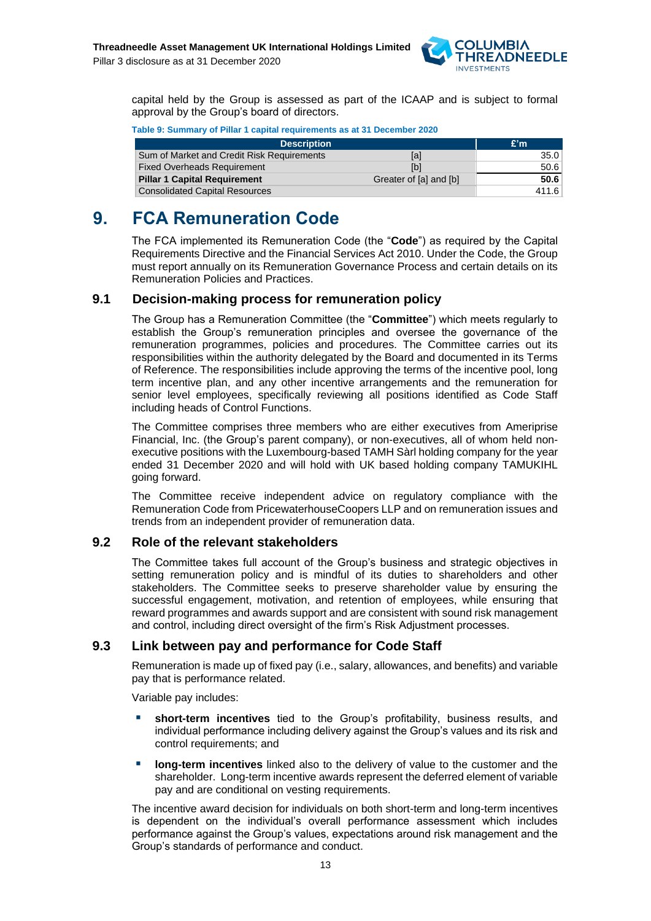capital held by the Group is assessed as part of the ICAAP and is subject to formal approval by the Group's board of directors.

**Table 9: Summary of Pillar 1 capital requirements as at 31 December 2020**

| Description | | £'m |
|---|---|---|
| Sum of Market and Credit Risk Requirements | [a] | 35.0 |
| Fixed Overheads Requirement | [b] | 50.6 |
| **Pillar 1 Capital Requirement** | Greater of [a] and [b] | **50.6** |
| Consolidated Capital Resources | | 411.6 |

# 9. FCA Remuneration Code

The FCA implemented Remuneration Code (the "**Code**") as required by the Capital Requirements Directive and the Financial Services Act 2010. Under the Code, the Group must report annually on its Remuneration Governance Process and certain details on its Remuneration Policies and Practices.

## 9.1 Decision-making process for remuneration policy

The Group has a Remuneration Committee (the "**Committee**") which meets regularly to establish the Group's remuneration principles and oversee the governance of the remuneration programmes, policies and procedures. The Committee carries out its responsibilities within the authority delegated by the Board and documented in its Terms of Reference. The responsibilities include approving the terms of the incentive pool, long term incentive plan, and any other incentive arrangements and the remuneration for senior level employees, specifically reviewing all positions identified as Code Staff including heads of Control Functions.

The Committee comprises three members who are either executives from Ameriprise Financial, Inc. (the Group's parent company), or non-executives, all of whom held non-executive positions with the Luxembourg-based TAMH Sàrl holding company for the year ended 31 December 2020 and will hold with UK based holding company TAMUKIHL going forward.

The Committee receive independent advice on regulatory compliance with the Remuneration Code from PricewaterhouseCoopers LLP and on remuneration issues and trends from an independent provider of remuneration data.

## 9.2 Role of the relevant stakeholders

The Committee takes full account of the Group's business and strategic objectives in setting remuneration policy and is mindful of its duties to shareholders and other stakeholders. The Committee seeks to preserve shareholder value by ensuring the successful engagement, motivation, and retention of employees, while ensuring that reward programmes and awards support and are consistent with sound risk management and control, including direct oversight of the firm's Risk Adjustment processes.

## 9.3 Link between pay and performance for Code Staff

Remuneration is made up of fixed pay (i.e., salary, allowances, and benefits) and variable pay that is performance related.

Variable pay includes:

- **short-term incentives** tied to the Group's profitability, business results, and individual performance including delivery against the Group's values and its risk and control requirements; and
- **long-term incentives** linked also to the delivery of value to the customer and the shareholder. Long-term incentive awards represent the deferred element of variable pay and are conditional on vesting requirements.

The incentive award decision for individuals on both short-term and long-term incentives is dependent on the individual's overall performance assessment which includes performance against the Group's values, expectations around risk management and the Group's standards of performance and conduct.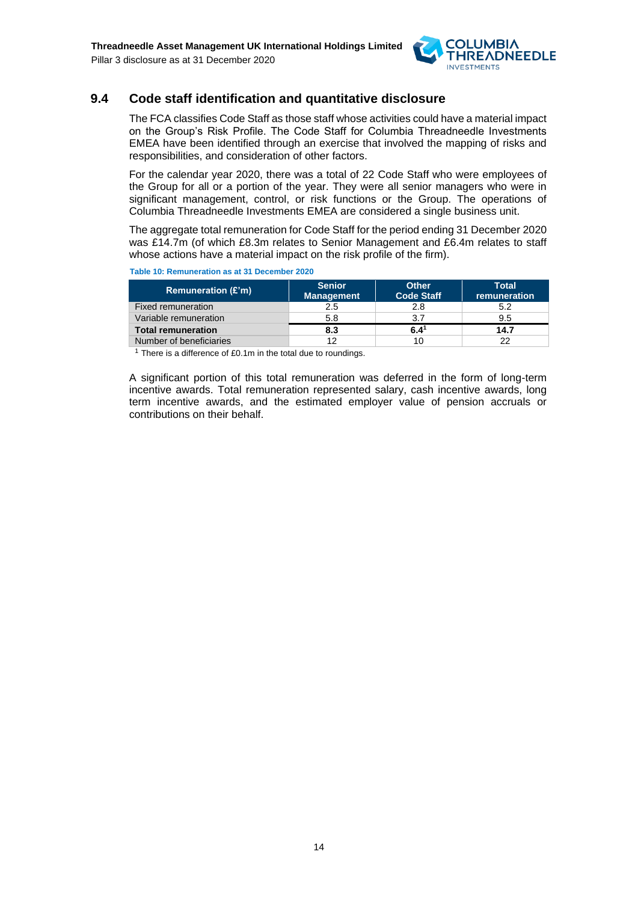## 9.4 Code staff identification and quantitative disclosure

The FCA classifies Code Staff as those staff whose activities could have a material impact on the Group's Risk Profile. The Code Staff for Columbia Threadneedle Investments EMEA have been identified through an exercise that involved the mapping of risks and responsibilities, and consideration of other factors.

For the calendar year 2020, there was a total of 22 Code Staff who were employees of the Group for all or a portion of the year. They were all senior managers who were in significant management, control, or risk functions or the Group. The operations of Columbia Threadneedle Investments EMEA are considered a single business unit.

The aggregate total remuneration for Code Staff for the period ending 31 December 2020 was £14.7m (of which £8.3m relates to Senior Management and £6.4m relates to staff whose actions have a material impact on the risk profile of the firm).

**Table 10: Remuneration as at 31 December 2020**

| Remuneration (£'m) | Senior Management | Other Code Staff | Total remuneration |
|---|---|---|---|
| Fixed remuneration | 2.5 | 2.8 | 5.2 |
| Variable remuneration | 5.8 | 3.7 | 9.5 |
| **Total remuneration** | **8.3** | **6.4**[1] | **14.7** |
| Number of beneficiaries | 12 | 10 | 22 |

[1] There is a difference of £0.1m in the total due to roundings.

A significant portion of this total remuneration was deferred in the form of long-term incentive awards. Total remuneration represented salary, cash incentive awards, long term incentive awards, and the estimated employer value of pension accruals or contributions on their behalf.